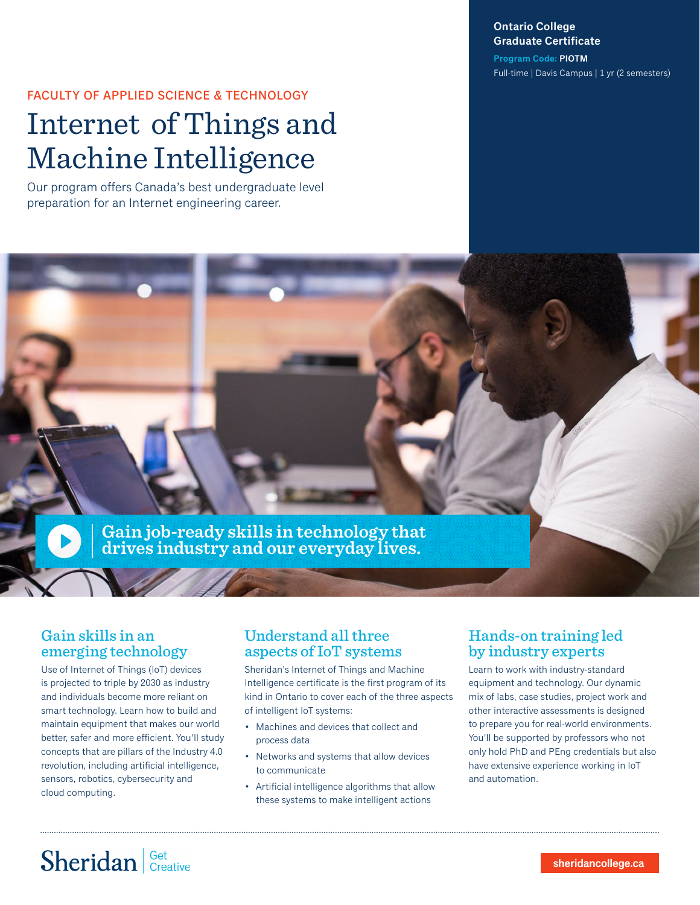**Ontario College Graduate Certificate**

**Program Code: PIOTM**

Full-time | Davis Campus | 1 yr (2 semesters)

FACULTY OF APPLIED SCIENCE & TECHNOLOGY

# Internet of Things and Machine Intelligence

Our program offers Canada's best undergraduate level preparation for an Internet engineering career.

**Gain job-ready skills in technology that drives industry and our everyday lives.**

## Gain skills in an emerging technology

Use of Internet of Things (IoT) devices is projected to triple by 2030 as industry and individuals become more reliant on smart technology. Learn how to build and maintain equipment that makes our world better, safer and more efficient. You'll study concepts that are pillars of the Industry 4.0 revolution, including artificial intelligence, sensors, robotics, cybersecurity and cloud computing.

## Understand all three aspects of IoT systems

Sheridan's Internet of Things and Machine Intelligence certificate is the first program of its kind in Ontario to cover each of the three aspects of intelligent IoT systems:

- Machines and devices that collect and process data
- Networks and systems that allow devices to communicate
- Artificial intelligence algorithms that allow these systems to make intelligent actions

## Hands-on training led by industry experts

Learn to work with industry-standard equipment and technology. Our dynamic mix of labs, case studies, project work and other interactive assessments is designed to prepare you for real-world environments. You'll be supported by professors who not only hold PhD and PEng credentials but also have extensive experience working in IoT and automation.

Sheridan | Get Creative

sheridancollege.ca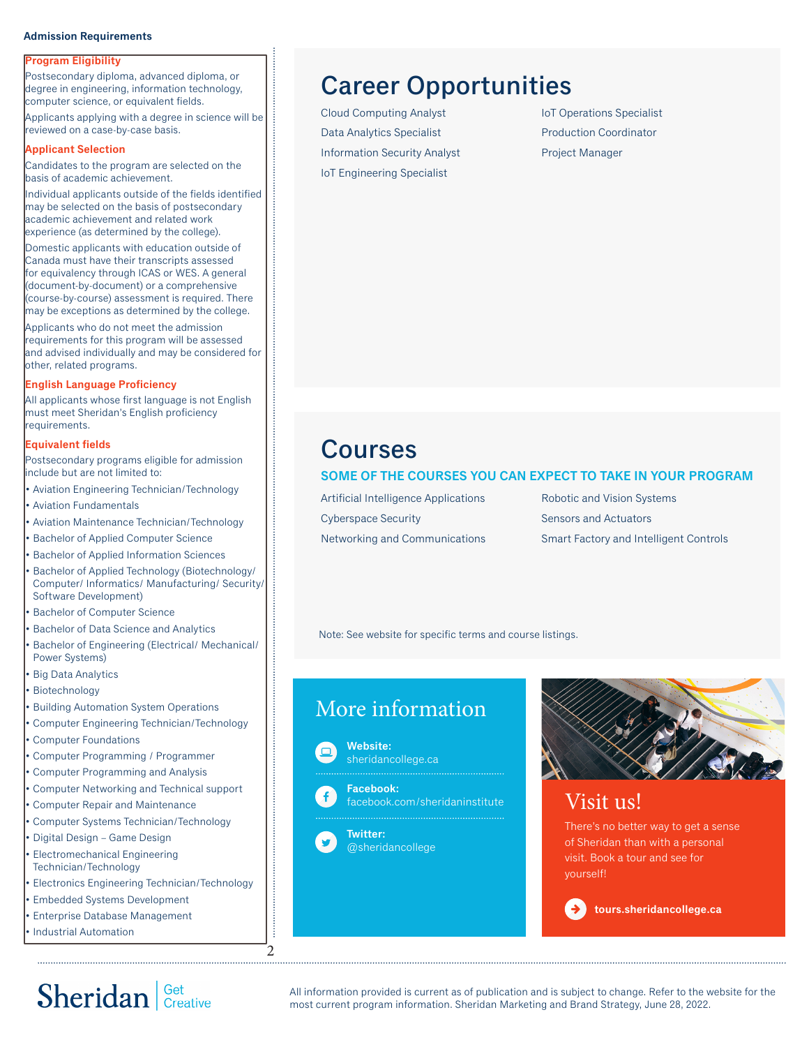## Admission Requirements

### Program Eligibility

Postsecondary diploma, advanced diploma, or degree in engineering, information technology, computer science, or equivalent fields.

Applicants applying with a degree in science will be reviewed on a case-by-case basis.

### Applicant Selection

Candidates to the program are selected on the basis of academic achievement.

Individual applicants outside of the fields identified may be selected on the basis of postsecondary academic achievement and related work experience (as determined by the college).

Domestic applicants with education outside of Canada must have their transcripts assessed for equivalency through ICAS or WES. A general (document-by-document) or a comprehensive (course-by-course) assessment is required. There may be exceptions as determined by the college.

Applicants who do not meet the admission requirements for this program will be assessed and advised individually and may be considered for other, related programs.

### English Language Proficiency

All applicants whose first language is not English must meet Sheridan's English proficiency requirements.

### Equivalent fields

Postsecondary programs eligible for admission include but are not limited to:

- Aviation Engineering Technician/Technology
- Aviation Fundamentals
- Aviation Maintenance Technician/Technology
- Bachelor of Applied Computer Science
- Bachelor of Applied Information Sciences
- Bachelor of Applied Technology (Biotechnology/ Computer/ Informatics/ Manufacturing/ Security/ Software Development)
- Bachelor of Computer Science
- Bachelor of Data Science and Analytics
- Bachelor of Engineering (Electrical/ Mechanical/ Power Systems)
- Big Data Analytics
- Biotechnology
- Building Automation System Operations
- Computer Engineering Technician/Technology
- Computer Foundations
- Computer Programming / Programmer
- Computer Programming and Analysis
- Computer Networking and Technical support
- Computer Repair and Maintenance
- Computer Systems Technician/Technology
- Digital Design – Game Design
- Electromechanical Engineering Technician/Technology
- Electronics Engineering Technician/Technology
- Embedded Systems Development
- Enterprise Database Management
- Industrial Automation

# Career Opportunities

- Cloud Computing Analyst
- Data Analytics Specialist
- Information Security Analyst
- IoT Engineering Specialist
- IoT Operations Specialist
- Production Coordinator
- Project Manager

# Courses

**SOME OF THE COURSES YOU CAN EXPECT TO TAKE IN YOUR PROGRAM**

- Artificial Intelligence Applications
- Cyberspace Security
- Networking and Communications
- Robotic and Vision Systems
- Sensors and Actuators
- Smart Factory and Intelligent Controls

Note: See website for specific terms and course listings.

## More information

**Website:** sheridancollege.ca

**Facebook:** facebook.com/sheridaninstitute

**Twitter:** @sheridancollege

## Visit us!

There's no better way to get a sense of Sheridan than with a personal visit. Book a tour and see for yourself!

**tours.sheridancollege.ca**

Sheridan | Get Creative

All information provided is current as of publication and is subject to change. Refer to the website for the most current program information. Sheridan Marketing and Brand Strategy, June 28, 2022.